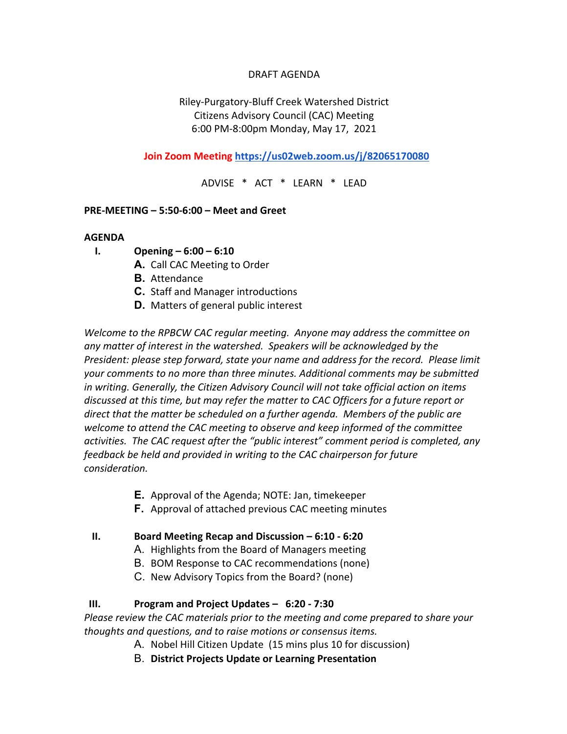DRAFT AGENDA

Riley-Purgatory-Bluff Creek Watershed District
Citizens Advisory Council (CAC) Meeting
6:00 PM-8:00pm Monday, May 17, 2021

**Join Zoom Meeting [https://us02web.zoom.us/j/82065170080](https://us02web.zoom.us/j/82065170080)**

ADVISE * ACT * LEARN * LEAD

**PRE-MEETING – 5:50-6:00 – Meet and Greet**

**AGENDA**

**I. Opening – 6:00 – 6:10**

- **A.** Call CAC Meeting to Order
- **B.** Attendance
- **C.** Staff and Manager introductions
- **D.** Matters of general public interest

*Welcome to the RPBCW CAC regular meeting. Anyone may address the committee on any matter of interest in the watershed. Speakers will be acknowledged by the President: please step forward, state your name and address for the record. Please limit your comments to no more than three minutes. Additional comments may be submitted in writing. Generally, the Citizen Advisory Council will not take official action on items discussed at this time, but may refer the matter to CAC Officers for a future report or direct that the matter be scheduled on a further agenda. Members of the public are welcome to attend the CAC meeting to observe and keep informed of the committee activities. The CAC request after the "public interest" comment period is completed, any feedback be held and provided in writing to the CAC chairperson for future consideration.*

- **E.** Approval of the Agenda; NOTE: Jan, timekeeper
- **F.** Approval of attached previous CAC meeting minutes

**II. Board Meeting Recap and Discussion – 6:10 - 6:20**

- A. Highlights from the Board of Managers meeting
- B. BOM Response to CAC recommendations (none)
- C. New Advisory Topics from the Board? (none)

**III. Program and Project Updates – 6:20 - 7:30**

*Please review the CAC materials prior to the meeting and come prepared to share your thoughts and questions, and to raise motions or consensus items.*

- A. Nobel Hill Citizen Update (15 mins plus 10 for discussion)
- B. **District Projects Update or Learning Presentation**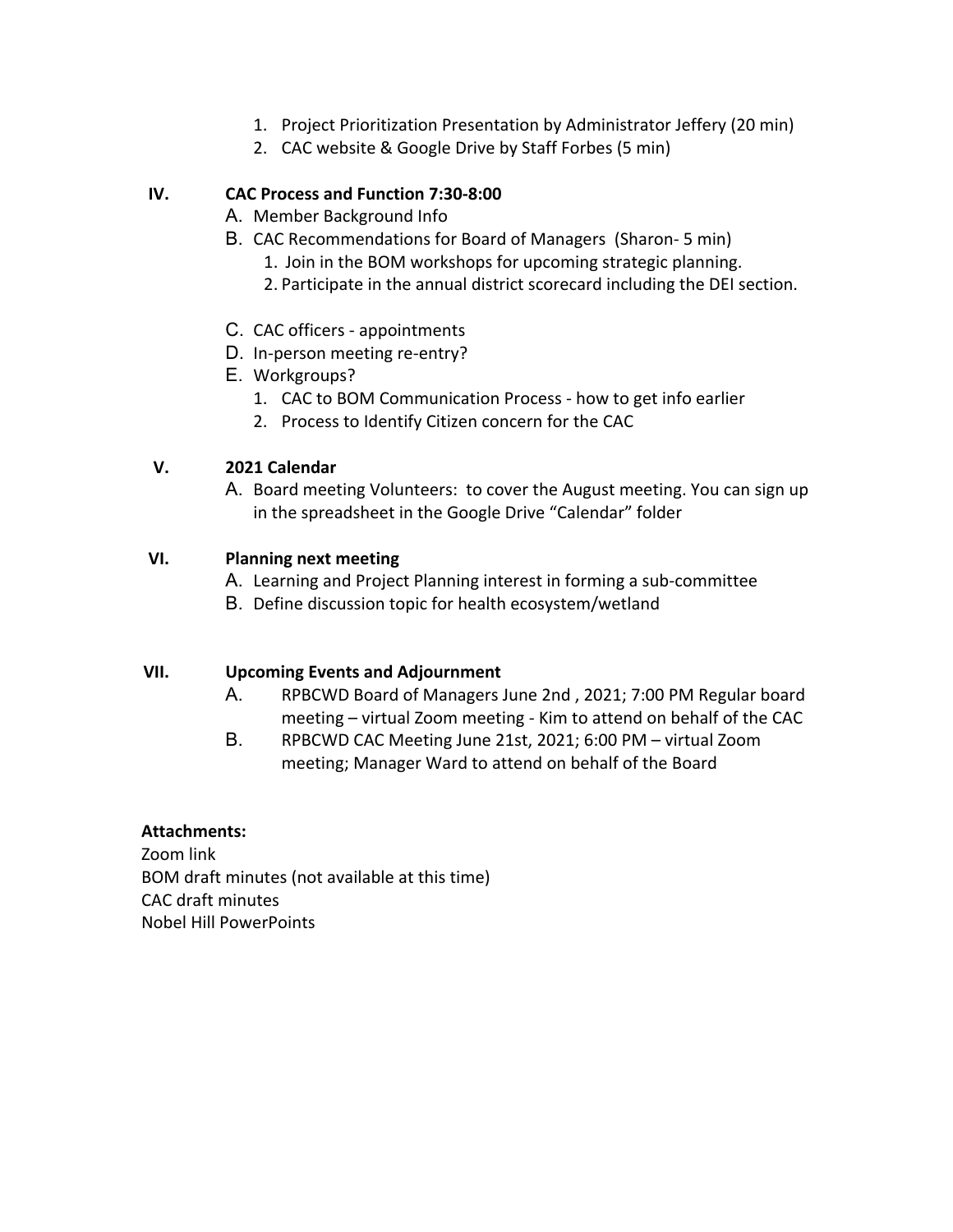1. Project Prioritization Presentation by Administrator Jeffery (20 min)
2. CAC website & Google Drive by Staff Forbes (5 min)

**IV. CAC Process and Function 7:30-8:00**

A. Member Background Info

B. CAC Recommendations for Board of Managers (Sharon- 5 min)
   1. Join in the BOM workshops for upcoming strategic planning.
   2. Participate in the annual district scorecard including the DEI section.

C. CAC officers - appointments

D. In-person meeting re-entry?

E. Workgroups?
   1. CAC to BOM Communication Process - how to get info earlier
   2. Process to Identify Citizen concern for the CAC

**V. 2021 Calendar**

A. Board meeting Volunteers: to cover the August meeting. You can sign up in the spreadsheet in the Google Drive "Calendar" folder

**VI. Planning next meeting**

A. Learning and Project Planning interest in forming a sub-committee

B. Define discussion topic for health ecosystem/wetland

**VII. Upcoming Events and Adjournment**

A. RPBCWD Board of Managers June 2nd , 2021; 7:00 PM Regular board meeting – virtual Zoom meeting - Kim to attend on behalf of the CAC

B. RPBCWD CAC Meeting June 21st, 2021; 6:00 PM – virtual Zoom meeting; Manager Ward to attend on behalf of the Board

**Attachments:**

Zoom link

BOM draft minutes (not available at this time)

CAC draft minutes

Nobel Hill PowerPoints